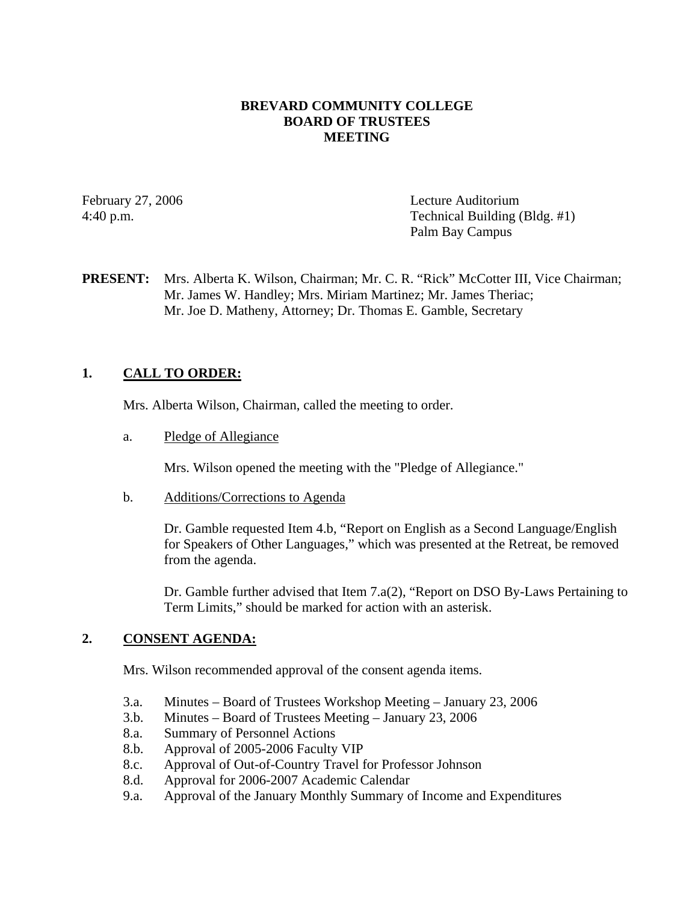# BREVARD COMMUNITY COLLEGE
# BOARD OF TRUSTEES
# MEETING

February 27, 2006
4:40 p.m.

Lecture Auditorium
Technical Building (Bldg. #1)
Palm Bay Campus

**PRESENT:** Mrs. Alberta K. Wilson, Chairman; Mr. C. R. "Rick" McCotter III, Vice Chairman; Mr. James W. Handley; Mrs. Miriam Martinez; Mr. James Theriac; Mr. Joe D. Matheny, Attorney; Dr. Thomas E. Gamble, Secretary

## 1. CALL TO ORDER:

Mrs. Alberta Wilson, Chairman, called the meeting to order.

a. Pledge of Allegiance

Mrs. Wilson opened the meeting with the "Pledge of Allegiance."

b. Additions/Corrections to Agenda

Dr. Gamble requested Item 4.b, "Report on English as a Second Language/English for Speakers of Other Languages," which was presented at the Retreat, be removed from the agenda.

Dr. Gamble further advised that Item 7.a(2), "Report on DSO By-Laws Pertaining to Term Limits," should be marked for action with an asterisk.

## 2. CONSENT AGENDA:

Mrs. Wilson recommended approval of the consent agenda items.

- 3.a. Minutes – Board of Trustees Workshop Meeting – January 23, 2006
- 3.b. Minutes – Board of Trustees Meeting – January 23, 2006
- 8.a. Summary of Personnel Actions
- 8.b. Approval of 2005-2006 Faculty VIP
- 8.c. Approval of Out-of-Country Travel for Professor Johnson
- 8.d. Approval for 2006-2007 Academic Calendar
- 9.a. Approval of the January Monthly Summary of Income and Expenditures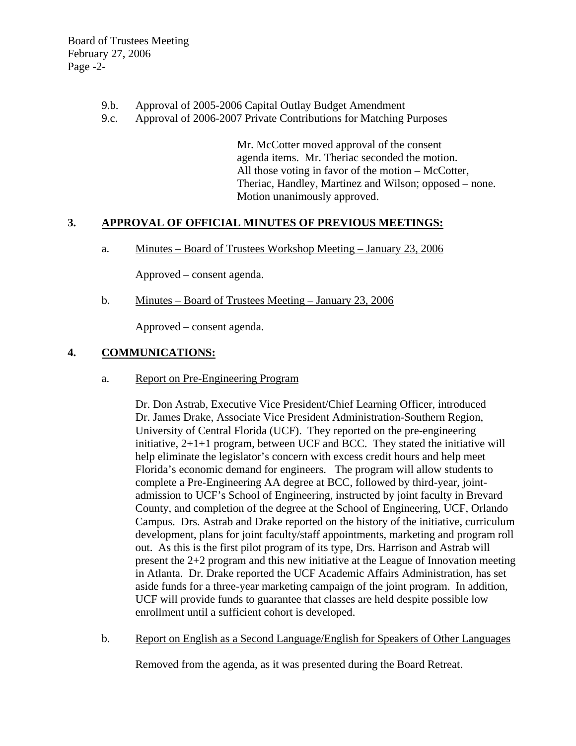9.b. Approval of 2005-2006 Capital Outlay Budget Amendment
9.c. Approval of 2006-2007 Private Contributions for Matching Purposes

> Mr. McCotter moved approval of the consent agenda items. Mr. Theriac seconded the motion. All those voting in favor of the motion – McCotter, Theriac, Handley, Martinez and Wilson; opposed – none. Motion unanimously approved.

## 3. APPROVAL OF OFFICIAL MINUTES OF PREVIOUS MEETINGS:

a. Minutes – Board of Trustees Workshop Meeting – January 23, 2006

Approved – consent agenda.

b. Minutes – Board of Trustees Meeting – January 23, 2006

Approved – consent agenda.

## 4. COMMUNICATIONS:

a. Report on Pre-Engineering Program

Dr. Don Astrab, Executive Vice President/Chief Learning Officer, introduced Dr. James Drake, Associate Vice President Administration-Southern Region, University of Central Florida (UCF). They reported on the pre-engineering initiative, 2+1+1 program, between UCF and BCC. They stated the initiative will help eliminate the legislator's concern with excess credit hours and help meet Florida's economic demand for engineers. The program will allow students to complete a Pre-Engineering AA degree at BCC, followed by third-year, joint-admission to UCF's School of Engineering, instructed by joint faculty in Brevard County, and completion of the degree at the School of Engineering, UCF, Orlando Campus. Drs. Astrab and Drake reported on the history of the initiative, curriculum development, plans for joint faculty/staff appointments, marketing and program roll out. As this is the first pilot program of its type, Drs. Harrison and Astrab will present the 2+2 program and this new initiative at the League of Innovation meeting in Atlanta. Dr. Drake reported the UCF Academic Affairs Administration, has set aside funds for a three-year marketing campaign of the joint program. In addition, UCF will provide funds to guarantee that classes are held despite possible low enrollment until a sufficient cohort is developed.

b. Report on English as a Second Language/English for Speakers of Other Languages

Removed from the agenda, as it was presented during the Board Retreat.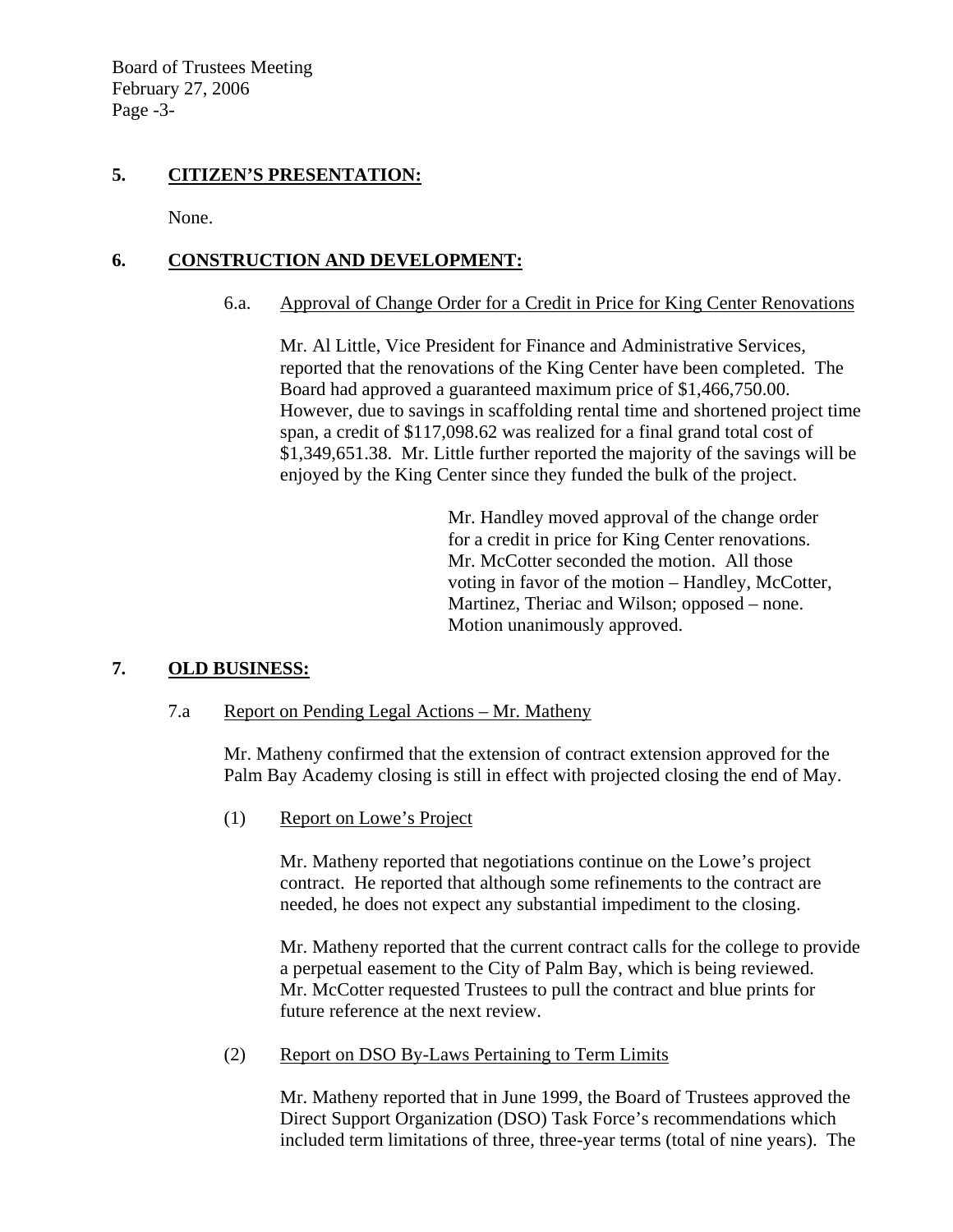## 5. CITIZEN'S PRESENTATION:

None.

## 6. CONSTRUCTION AND DEVELOPMENT:

### 6.a. Approval of Change Order for a Credit in Price for King Center Renovations

Mr. Al Little, Vice President for Finance and Administrative Services, reported that the renovations of the King Center have been completed. The Board had approved a guaranteed maximum price of $1,466,750.00. However, due to savings in scaffolding rental time and shortened project time span, a credit of $117,098.62 was realized for a final grand total cost of $1,349,651.38. Mr. Little further reported the majority of the savings will be enjoyed by the King Center since they funded the bulk of the project.

> Mr. Handley moved approval of the change order for a credit in price for King Center renovations. Mr. McCotter seconded the motion. All those voting in favor of the motion – Handley, McCotter, Martinez, Theriac and Wilson; opposed – none. Motion unanimously approved.

## 7. OLD BUSINESS:

### 7.a Report on Pending Legal Actions – Mr. Matheny

Mr. Matheny confirmed that the extension of contract extension approved for the Palm Bay Academy closing is still in effect with projected closing the end of May.

#### (1) Report on Lowe's Project

Mr. Matheny reported that negotiations continue on the Lowe's project contract. He reported that although some refinements to the contract are needed, he does not expect any substantial impediment to the closing.

Mr. Matheny reported that the current contract calls for the college to provide a perpetual easement to the City of Palm Bay, which is being reviewed. Mr. McCotter requested Trustees to pull the contract and blue prints for future reference at the next review.

#### (2) Report on DSO By-Laws Pertaining to Term Limits

Mr. Matheny reported that in June 1999, the Board of Trustees approved the Direct Support Organization (DSO) Task Force's recommendations which included term limitations of three, three-year terms (total of nine years). The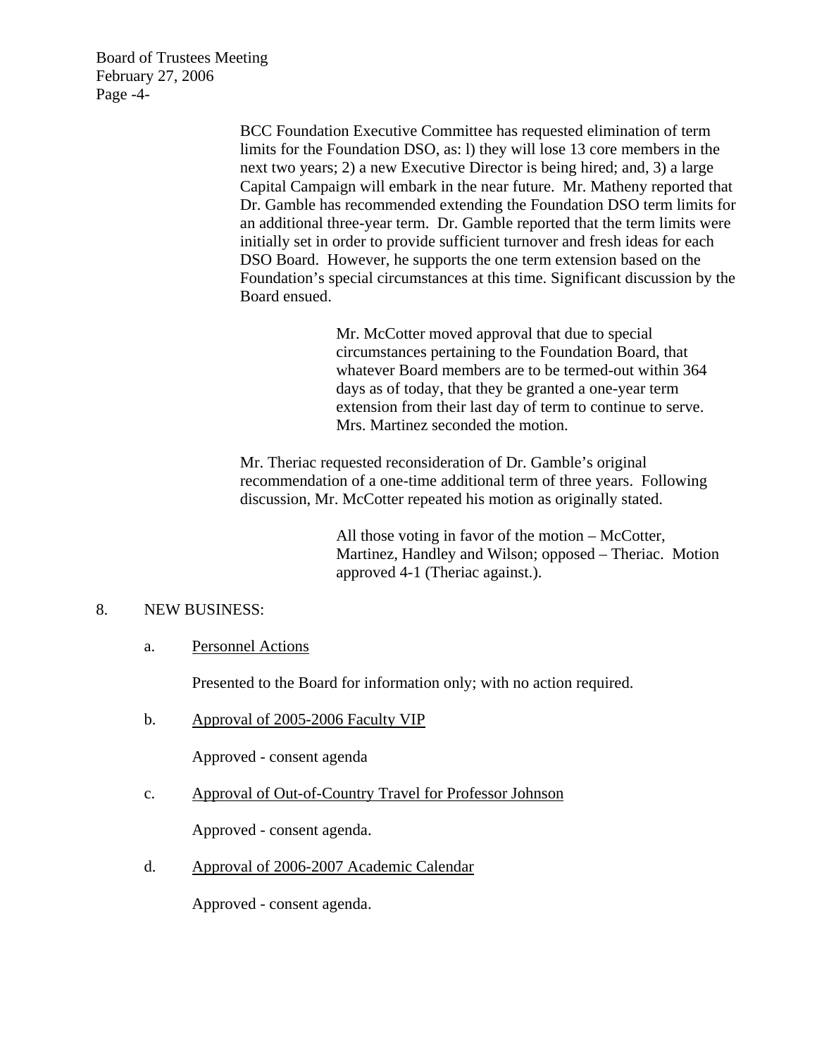BCC Foundation Executive Committee has requested elimination of term limits for the Foundation DSO, as: l) they will lose 13 core members in the next two years; 2) a new Executive Director is being hired; and, 3) a large Capital Campaign will embark in the near future. Mr. Matheny reported that Dr. Gamble has recommended extending the Foundation DSO term limits for an additional three-year term. Dr. Gamble reported that the term limits were initially set in order to provide sufficient turnover and fresh ideas for each DSO Board. However, he supports the one term extension based on the Foundation's special circumstances at this time. Significant discussion by the Board ensued.

> Mr. McCotter moved approval that due to special circumstances pertaining to the Foundation Board, that whatever Board members are to be termed-out within 364 days as of today, that they be granted a one-year term extension from their last day of term to continue to serve. Mrs. Martinez seconded the motion.

Mr. Theriac requested reconsideration of Dr. Gamble's original recommendation of a one-time additional term of three years. Following discussion, Mr. McCotter repeated his motion as originally stated.

> All those voting in favor of the motion – McCotter, Martinez, Handley and Wilson; opposed – Theriac. Motion approved 4-1 (Theriac against.).

8. NEW BUSINESS:

   a. Personnel Actions

      Presented to the Board for information only; with no action required.

   b. Approval of 2005-2006 Faculty VIP

      Approved - consent agenda

   c. Approval of Out-of-Country Travel for Professor Johnson

      Approved - consent agenda.

   d. Approval of 2006-2007 Academic Calendar

      Approved - consent agenda.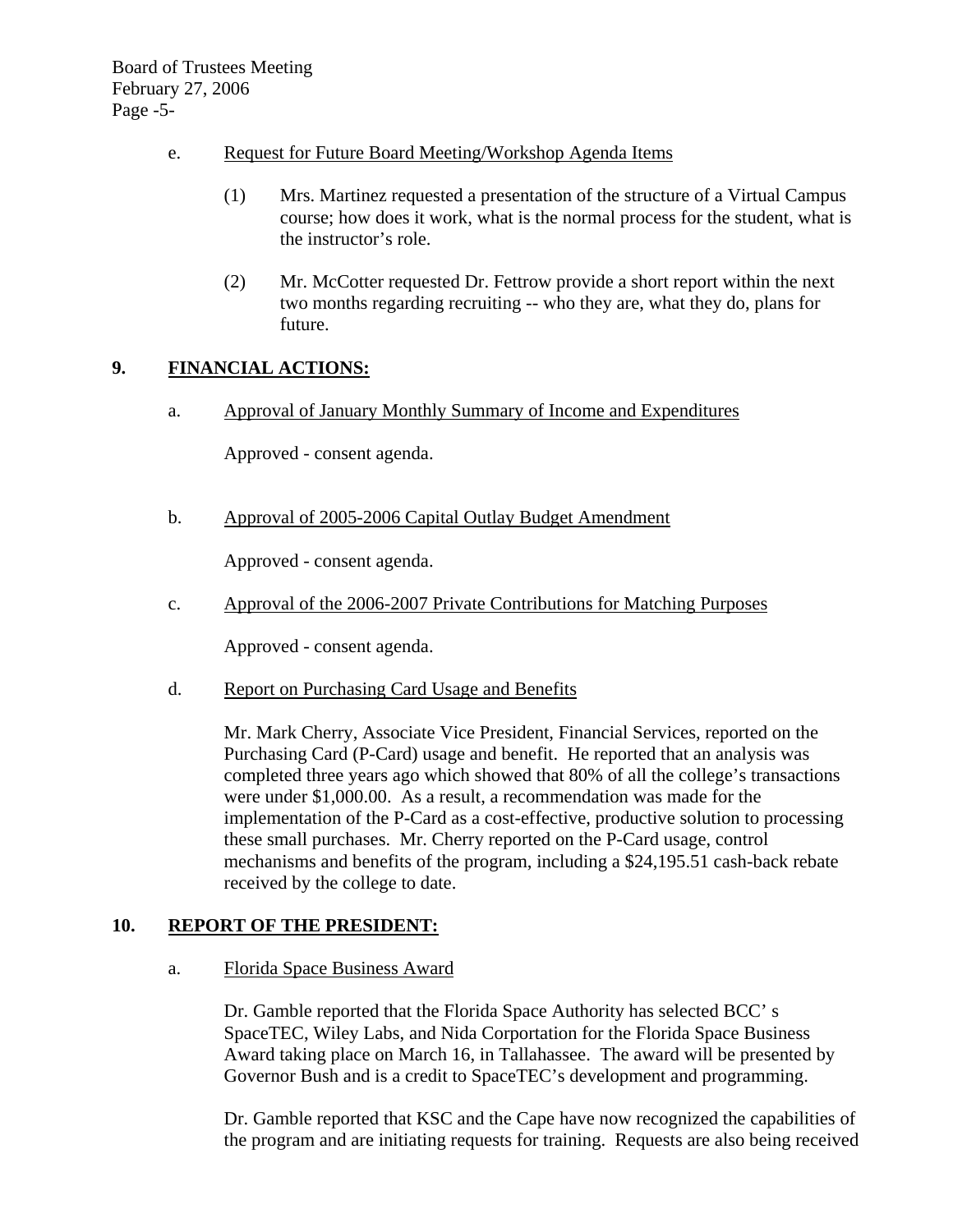e. Request for Future Board Meeting/Workshop Agenda Items

(1) Mrs. Martinez requested a presentation of the structure of a Virtual Campus course; how does it work, what is the normal process for the student, what is the instructor's role.

(2) Mr. McCotter requested Dr. Fettrow provide a short report within the next two months regarding recruiting -- who they are, what they do, plans for future.

## 9. FINANCIAL ACTIONS:

a. Approval of January Monthly Summary of Income and Expenditures

Approved - consent agenda.

b. Approval of 2005-2006 Capital Outlay Budget Amendment

Approved - consent agenda.

c. Approval of the 2006-2007 Private Contributions for Matching Purposes

Approved - consent agenda.

d. Report on Purchasing Card Usage and Benefits

Mr. Mark Cherry, Associate Vice President, Financial Services, reported on the Purchasing Card (P-Card) usage and benefit. He reported that an analysis was completed three years ago which showed that 80% of all the college's transactions were under $1,000.00. As a result, a recommendation was made for the implementation of the P-Card as a cost-effective, productive solution to processing these small purchases. Mr. Cherry reported on the P-Card usage, control mechanisms and benefits of the program, including a $24,195.51 cash-back rebate received by the college to date.

## 10. REPORT OF THE PRESIDENT:

a. Florida Space Business Award

Dr. Gamble reported that the Florida Space Authority has selected BCC' s SpaceTEC, Wiley Labs, and Nida Corporation for the Florida Space Business Award taking place on March 16, in Tallahassee. The award will be presented by Governor Bush and is a credit to SpaceTEC's development and programming.

Dr. Gamble reported that KSC and the Cape have now recognized the capabilities of the program and are initiating requests for training. Requests are also being received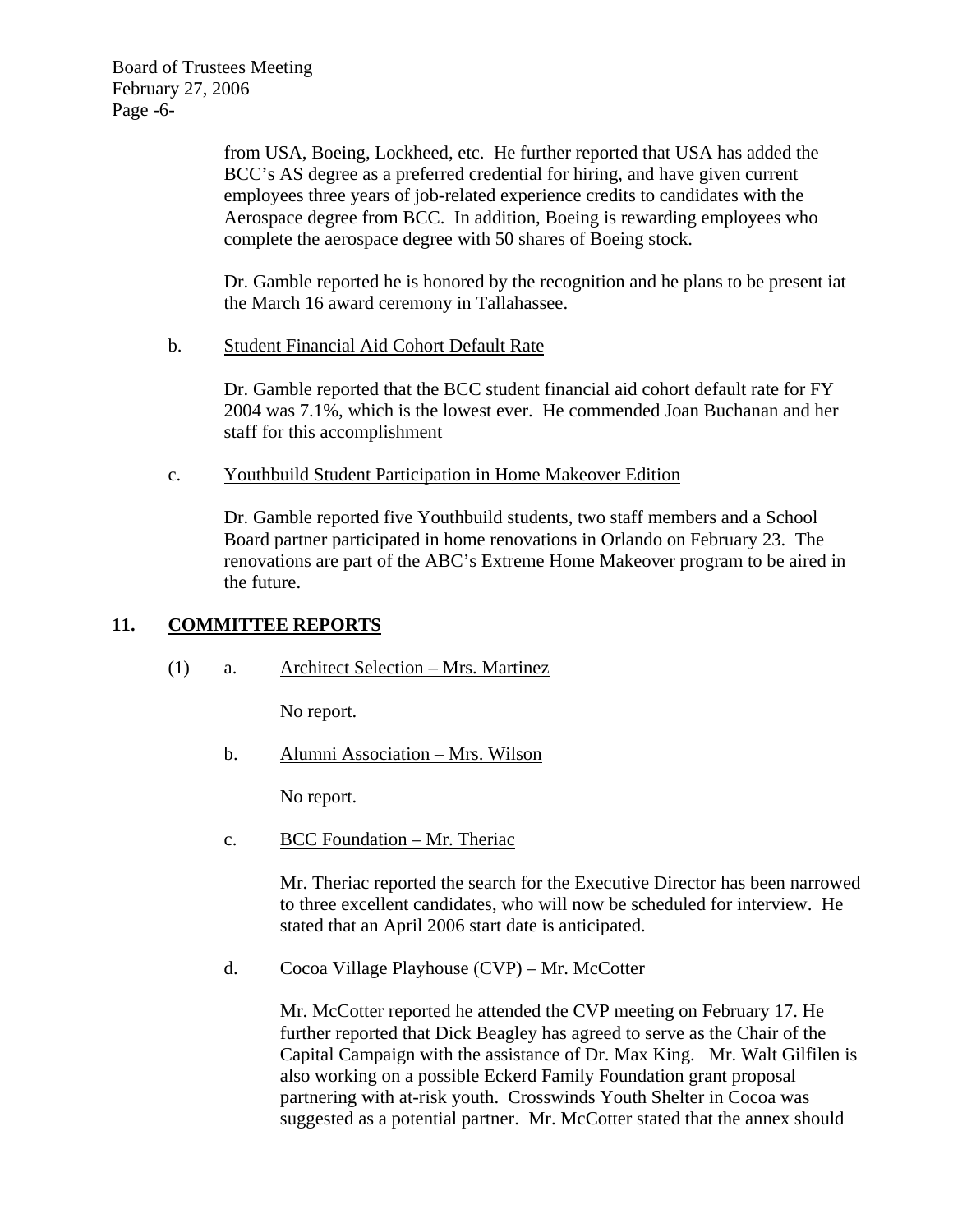from USA, Boeing, Lockheed, etc. He further reported that USA has added the BCC's AS degree as a preferred credential for hiring, and have given current employees three years of job-related experience credits to candidates with the Aerospace degree from BCC. In addition, Boeing is rewarding employees who complete the aerospace degree with 50 shares of Boeing stock.

Dr. Gamble reported he is honored by the recognition and he plans to be present iat the March 16 award ceremony in Tallahassee.

b. Student Financial Aid Cohort Default Rate

Dr. Gamble reported that the BCC student financial aid cohort default rate for FY 2004 was 7.1%, which is the lowest ever. He commended Joan Buchanan and her staff for this accomplishment

c. Youthbuild Student Participation in Home Makeover Edition

Dr. Gamble reported five Youthbuild students, two staff members and a School Board partner participated in home renovations in Orlando on February 23. The renovations are part of the ABC's Extreme Home Makeover program to be aired in the future.

## 11. COMMITTEE REPORTS

(1) a. Architect Selection – Mrs. Martinez

No report.

b. Alumni Association – Mrs. Wilson

No report.

c. BCC Foundation – Mr. Theriac

Mr. Theriac reported the search for the Executive Director has been narrowed to three excellent candidates, who will now be scheduled for interview. He stated that an April 2006 start date is anticipated.

d. Cocoa Village Playhouse (CVP) – Mr. McCotter

Mr. McCotter reported he attended the CVP meeting on February 17. He further reported that Dick Beagley has agreed to serve as the Chair of the Capital Campaign with the assistance of Dr. Max King. Mr. Walt Gilfilen is also working on a possible Eckerd Family Foundation grant proposal partnering with at-risk youth. Crosswinds Youth Shelter in Cocoa was suggested as a potential partner. Mr. McCotter stated that the annex should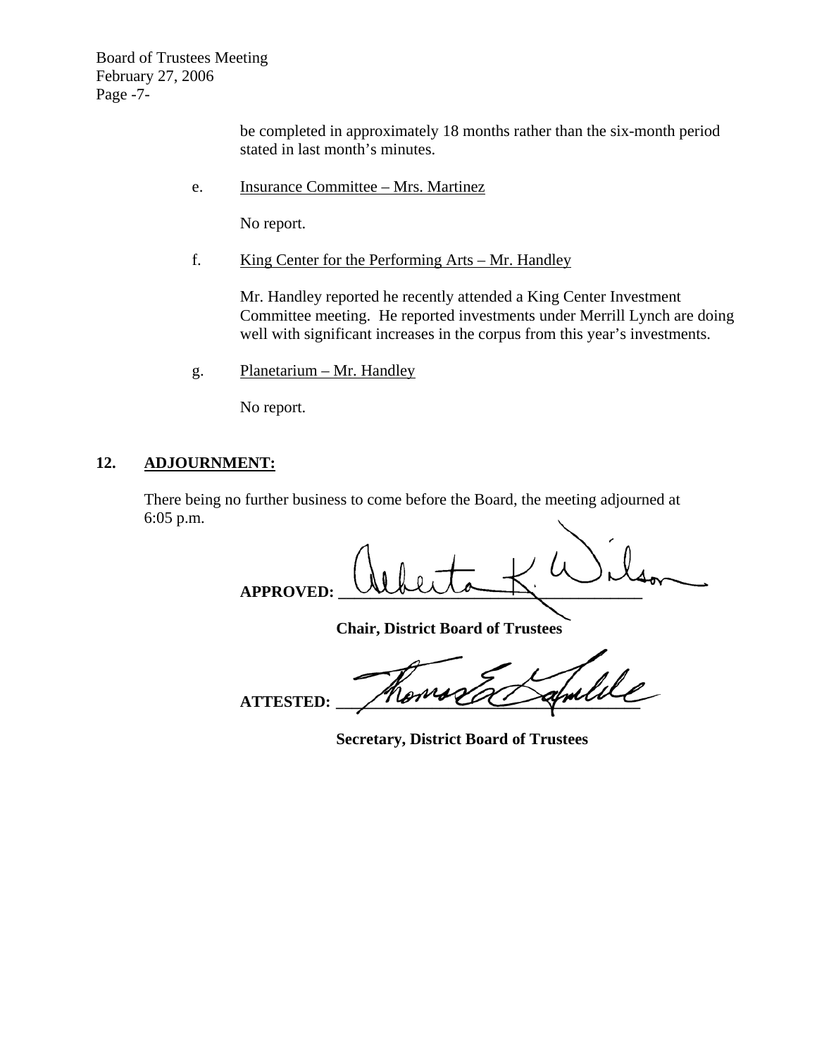be completed in approximately 18 months rather than the six-month period stated in last month's minutes.

e. Insurance Committee – Mrs. Martinez

No report.

f. King Center for the Performing Arts – Mr. Handley

Mr. Handley reported he recently attended a King Center Investment Committee meeting. He reported investments under Merrill Lynch are doing well with significant increases in the corpus from this year's investments.

g. Planetarium – Mr. Handley

No report.

## 12. ADJOURNMENT:

There being no further business to come before the Board, the meeting adjourned at 6:05 p.m.

**APPROVED:** ______________________________

**Chair, District Board of Trustees**

**ATTESTED:** ______________________________

**Secretary, District Board of Trustees**